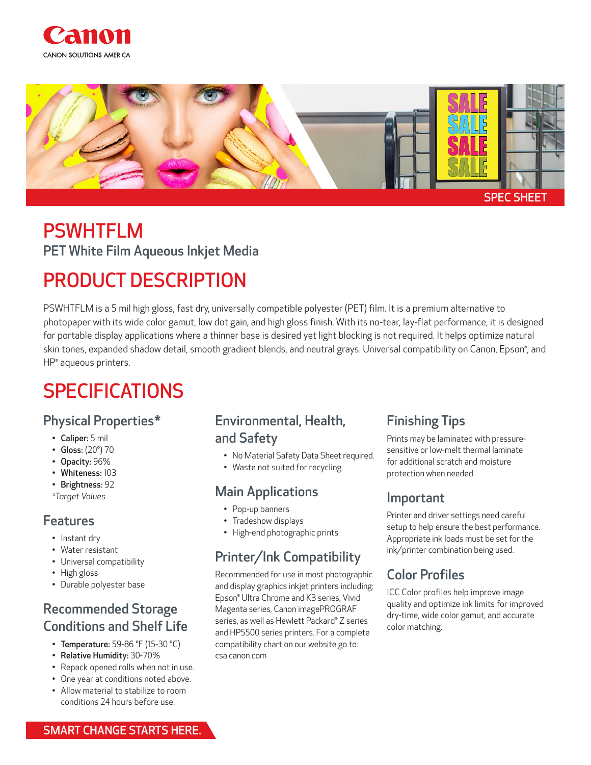Canon

CANON SOLUTIONS AMERICA

SPEC SHEET

# PSWHTFLM

PET White Film Aqueous Inkjet Media

## PRODUCT DESCRIPTION

PSWHTFLM is a 5 mil high gloss, fast dry, universally compatible polyester (PET) film. It is a premium alternative to photopaper with its wide color gamut, low dot gain, and high gloss finish. With its no-tear, lay-flat performance, it is designed for portable display applications where a thinner base is desired yet light blocking is not required. It helps optimize natural skin tones, expanded shadow detail, smooth gradient blends, and neutral grays. Universal compatibility on Canon, Epson®, and HP® aqueous printers.

## SPECIFICATIONS

### Physical Properties*

- **Caliper:** 5 mil
- **Gloss:** (20°) 70
- **Opacity:** 96%
- **Whiteness:** 103
- **Brightness:** 92

*Target Values*

### Features

- Instant dry
- Water resistant
- Universal compatibility
- High gloss
- Durable polyester base

### Recommended Storage Conditions and Shelf Life

- **Temperature:** 59-86 °F (15-30 °C)
- **Relative Humidity:** 30-70%
- Repack opened rolls when not in use.
- One year at conditions noted above.
- Allow material to stabilize to room conditions 24 hours before use.

### Environmental, Health, and Safety

- No Material Safety Data Sheet required.
- Waste not suited for recycling.

### Main Applications

- Pop-up banners
- Tradeshow displays
- High-end photographic prints

### Printer/Ink Compatibility

Recommended for use in most photographic and display graphics inkjet printers including: Epson® Ultra Chrome and K3 series, Vivid Magenta series, Canon imagePROGRAF series, as well as Hewlett Packard® Z series and HP5500 series printers. For a complete compatibility chart on our website go to: csa.canon.com

### Finishing Tips

Prints may be laminated with pressure-sensitive or low-melt thermal laminate for additional scratch and moisture protection when needed.

### Important

Printer and driver settings need careful setup to help ensure the best performance. Appropriate ink loads must be set for the ink/printer combination being used.

### Color Profiles

ICC Color profiles help improve image quality and optimize ink limits for improved dry-time, wide color gamut, and accurate color matching.

SMART CHANGE STARTS HERE.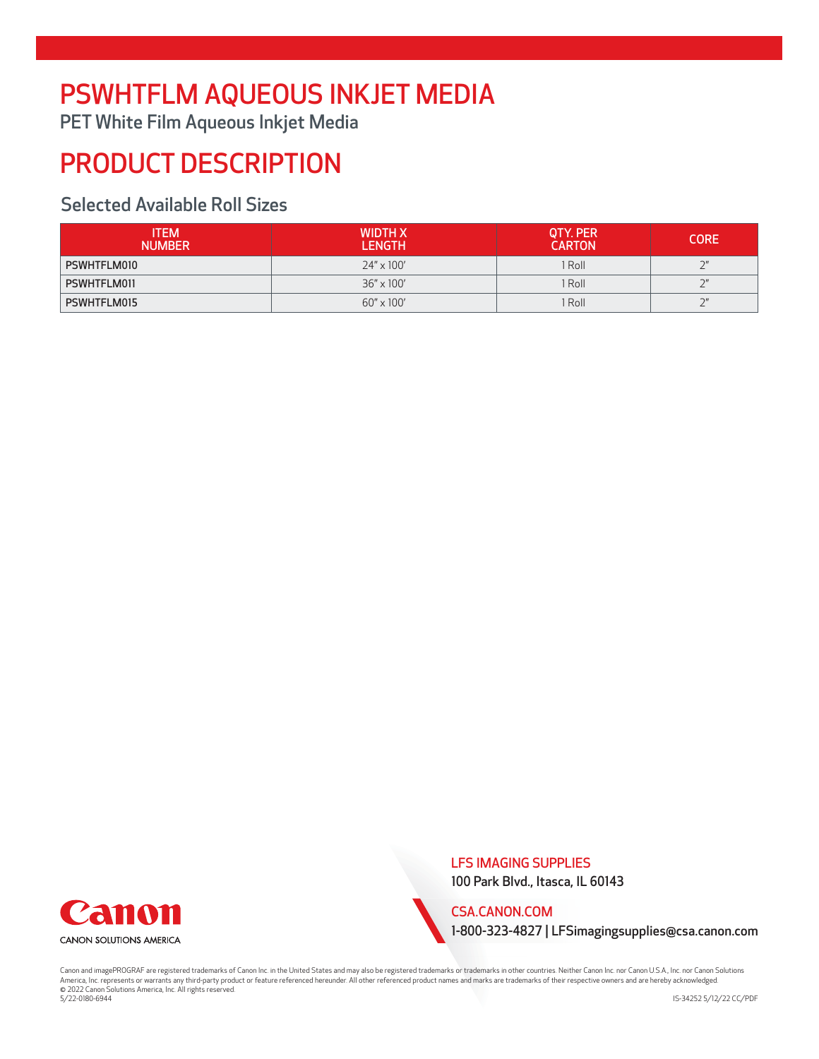# PSWHTFLM AQUEOUS INKJET MEDIA

PET White Film Aqueous Inkjet Media

# PRODUCT DESCRIPTION

## Selected Available Roll Sizes

| ITEM NUMBER | WIDTH X LENGTH | QTY. PER CARTON | CORE |
|---|---|---|---|
| PSWHTFLM010 | 24" x 100' | 1 Roll | 2" |
| PSWHTFLM011 | 36" x 100' | 1 Roll | 2" |
| PSWHTFLM015 | 60" x 100' | 1 Roll | 2" |

Canon

CANON SOLUTIONS AMERICA

LFS IMAGING SUPPLIES

100 Park Blvd., Itasca, IL 60143

CSA.CANON.COM

1-800-323-4827 | LFSimagingsupplies@csa.canon.com

Canon and imagePROGRAF are registered trademarks of Canon Inc. in the United States and may also be registered trademarks or trademarks in other countries. Neither Canon Inc. nor Canon U.S.A., Inc. nor Canon Solutions America, Inc. represents or warrants any third-party product or feature referenced hereunder. All other referenced product names and marks are trademarks of their respective owners and are hereby acknowledged.
© 2022 Canon Solutions America, Inc. All rights reserved.
5/22-0180-6944

IS-34252 5/12/22 CC/PDF